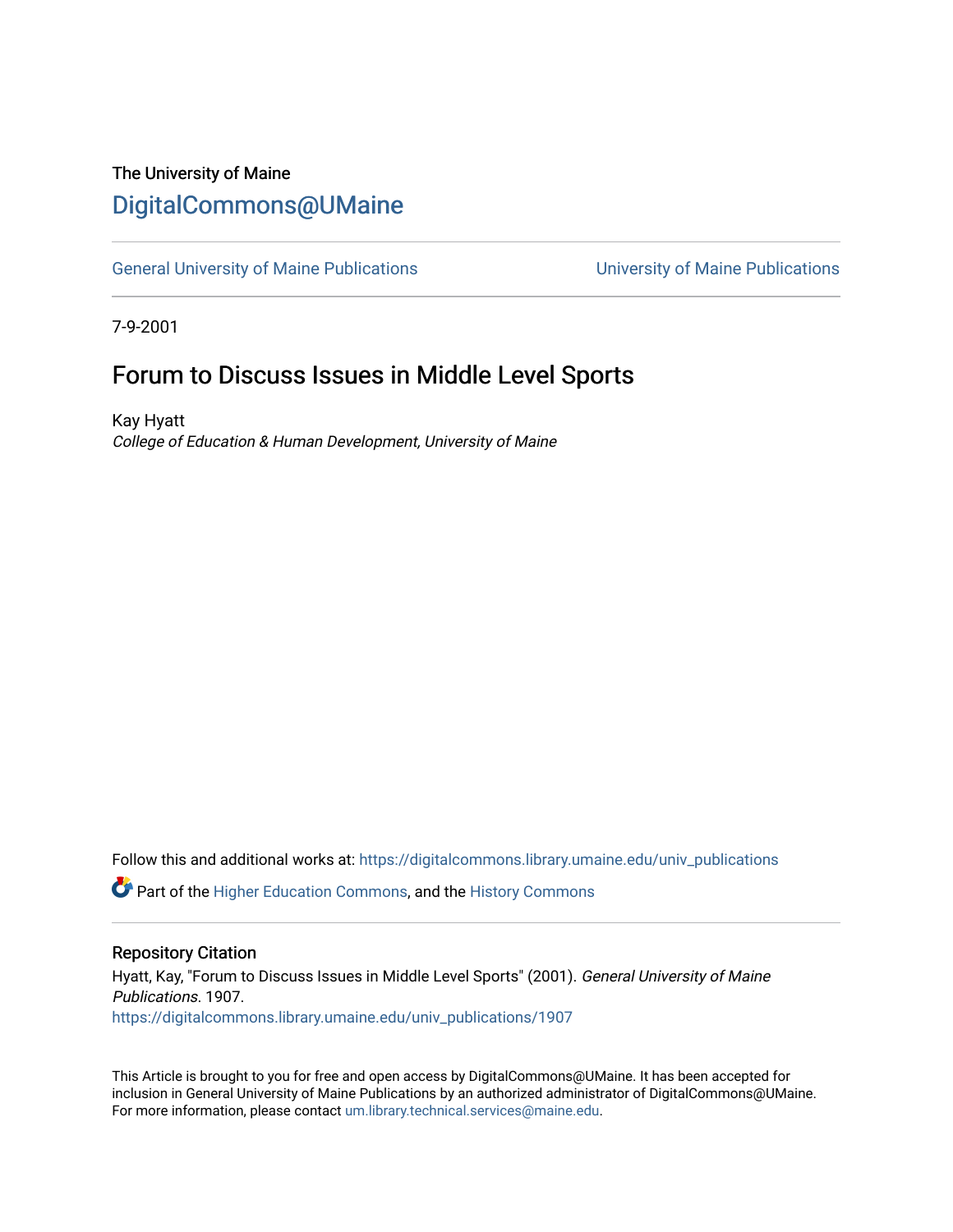The University of Maine

# DigitalCommons@UMaine

General University of Maine Publications | University of Maine Publications

7-9-2001

## Forum to Discuss Issues in Middle Level Sports

Kay Hyatt

*College of Education & Human Development, University of Maine*

Follow this and additional works at: https://digitalcommons.library.umaine.edu/univ_publications

Part of the Higher Education Commons, and the History Commons

### Repository Citation

Hyatt, Kay, "Forum to Discuss Issues in Middle Level Sports" (2001). *General University of Maine Publications*. 1907.
https://digitalcommons.library.umaine.edu/univ_publications/1907

This Article is brought to you for free and open access by DigitalCommons@UMaine. It has been accepted for inclusion in General University of Maine Publications by an authorized administrator of DigitalCommons@UMaine. For more information, please contact um.library.technical.services@maine.edu.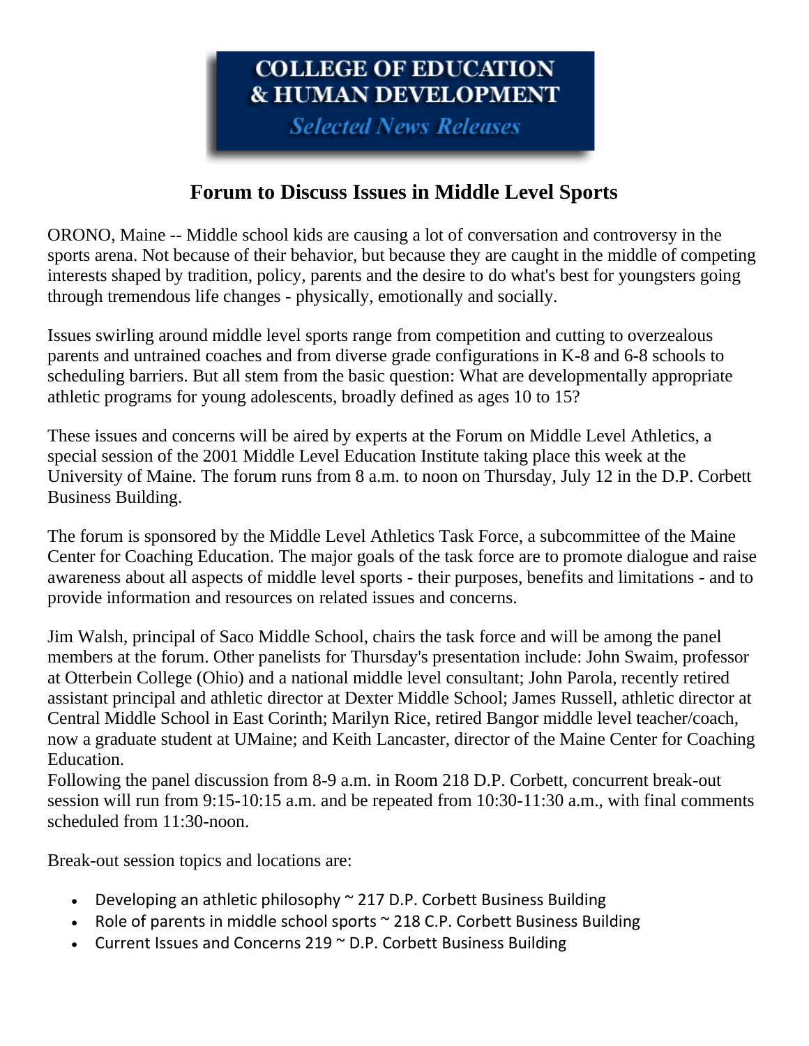**COLLEGE OF EDUCATION & HUMAN DEVELOPMENT**

***Selected News Releases***

# Forum to Discuss Issues in Middle Level Sports

ORONO, Maine -- Middle school kids are causing a lot of conversation and controversy in the sports arena. Not because of their behavior, but because they are caught in the middle of competing interests shaped by tradition, policy, parents and the desire to do what's best for youngsters going through tremendous life changes - physically, emotionally and socially.

Issues swirling around middle level sports range from competition and cutting to overzealous parents and untrained coaches and from diverse grade configurations in K-8 and 6-8 schools to scheduling barriers. But all stem from the basic question: What are developmentally appropriate athletic programs for young adolescents, broadly defined as ages 10 to 15?

These issues and concerns will be aired by experts at the Forum on Middle Level Athletics, a special session of the 2001 Middle Level Education Institute taking place this week at the University of Maine. The forum runs from 8 a.m. to noon on Thursday, July 12 in the D.P. Corbett Business Building.

The forum is sponsored by the Middle Level Athletics Task Force, a subcommittee of the Maine Center for Coaching Education. The major goals of the task force are to promote dialogue and raise awareness about all aspects of middle level sports - their purposes, benefits and limitations - and to provide information and resources on related issues and concerns.

Jim Walsh, principal of Saco Middle School, chairs the task force and will be among the panel members at the forum. Other panelists for Thursday's presentation include: John Swaim, professor at Otterbein College (Ohio) and a national middle level consultant; John Parola, recently retired assistant principal and athletic director at Dexter Middle School; James Russell, athletic director at Central Middle School in East Corinth; Marilyn Rice, retired Bangor middle level teacher/coach, now a graduate student at UMaine; and Keith Lancaster, director of the Maine Center for Coaching Education.

Following the panel discussion from 8-9 a.m. in Room 218 D.P. Corbett, concurrent break-out session will run from 9:15-10:15 a.m. and be repeated from 10:30-11:30 a.m., with final comments scheduled from 11:30-noon.

Break-out session topics and locations are:

- Developing an athletic philosophy ~ 217 D.P. Corbett Business Building
- Role of parents in middle school sports ~ 218 C.P. Corbett Business Building
- Current Issues and Concerns 219 ~ D.P. Corbett Business Building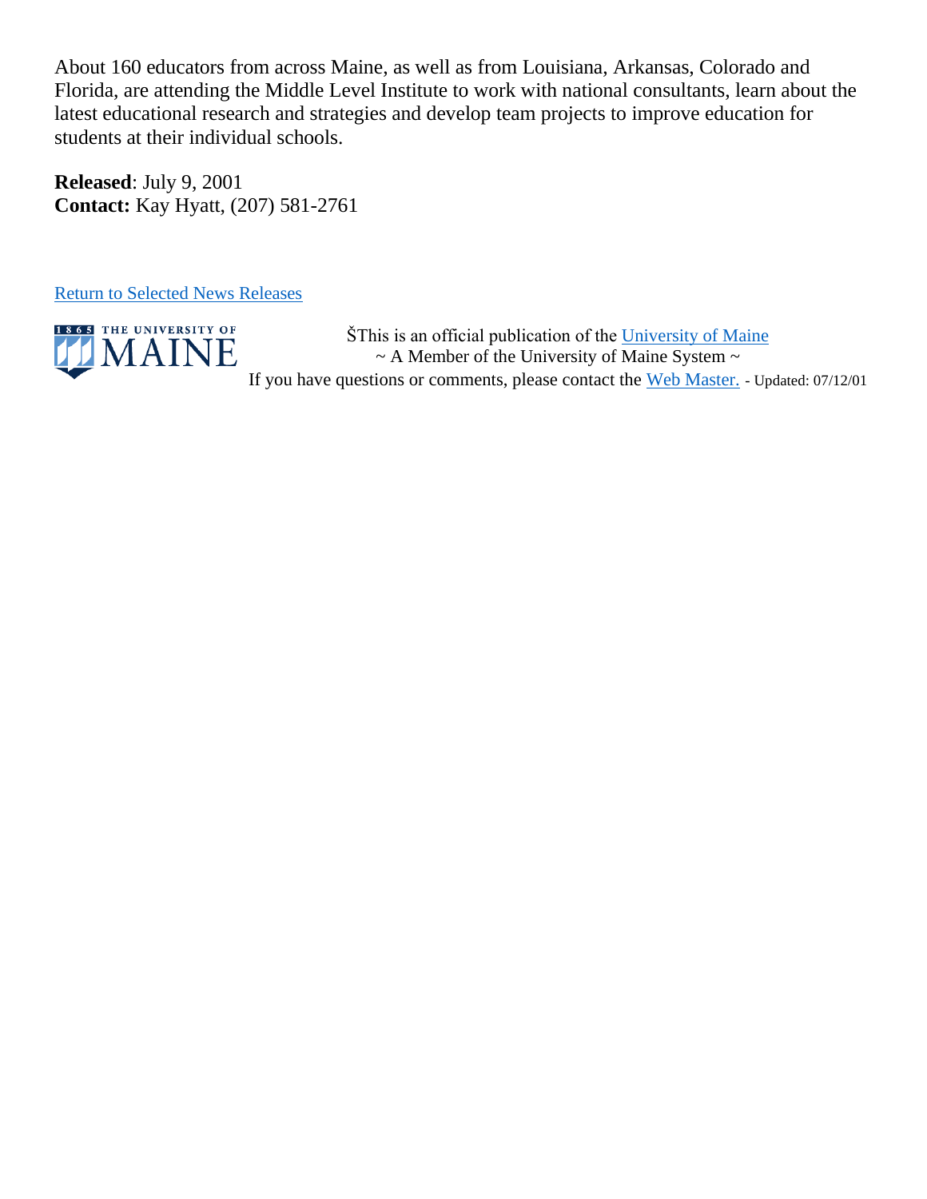About 160 educators from across Maine, as well as from Louisiana, Arkansas, Colorado and Florida, are attending the Middle Level Institute to work with national consultants, learn about the latest educational research and strategies and develop team projects to improve education for students at their individual schools.

**Released**: July 9, 2001
**Contact:** Kay Hyatt, (207) 581-2761

Return to Selected News Releases

ŠThis is an official publication of the University of Maine
~ A Member of the University of Maine System ~
If you have questions or comments, please contact the Web Master. - Updated: 07/12/01